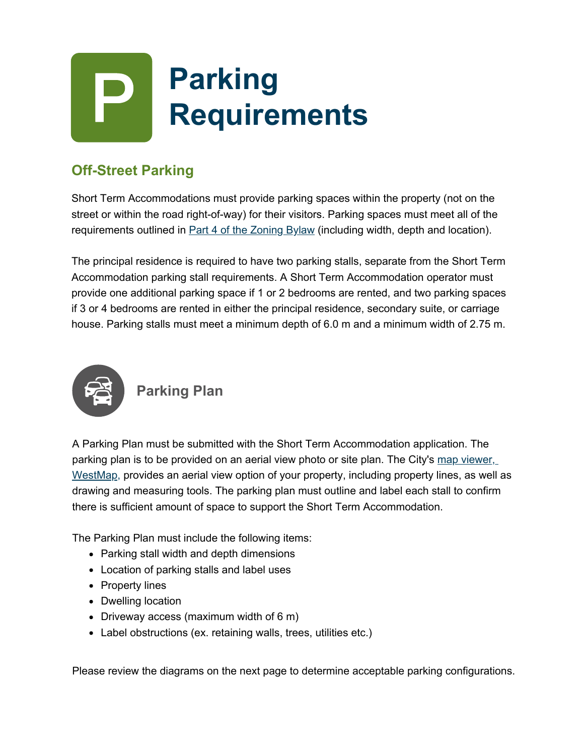# Parking Requirements

## Off-Street Parking

Short Term Accommodations must provide parking spaces within the property (not on the street or within the road right-of-way) for their visitors. Parking spaces must meet all of the requirements outlined in [Part 4 of the Zoning Bylaw] (including width, depth and location).

The principal residence is required to have two parking stalls, separate from the Short Term Accommodation parking stall requirements. A Short Term Accommodation operator must provide one additional parking space if 1 or 2 bedrooms are rented, and two parking spaces if 3 or 4 bedrooms are rented in either the principal residence, secondary suite, or carriage house. Parking stalls must meet a minimum depth of 6.0 m and a minimum width of 2.75 m.

### Parking Plan

A Parking Plan must be submitted with the Short Term Accommodation application. The parking plan is to be provided on an aerial view photo or site plan. The City's map viewer, WestMap, provides an aerial view option of your property, including property lines, as well as drawing and measuring tools. The parking plan must outline and label each stall to confirm there is sufficient amount of space to support the Short Term Accommodation.

The Parking Plan must include the following items:

- Parking stall width and depth dimensions
- Location of parking stalls and label uses
- Property lines
- Dwelling location
- Driveway access (maximum width of 6 m)
- Label obstructions (ex. retaining walls, trees, utilities etc.)

Please review the diagrams on the next page to determine acceptable parking configurations.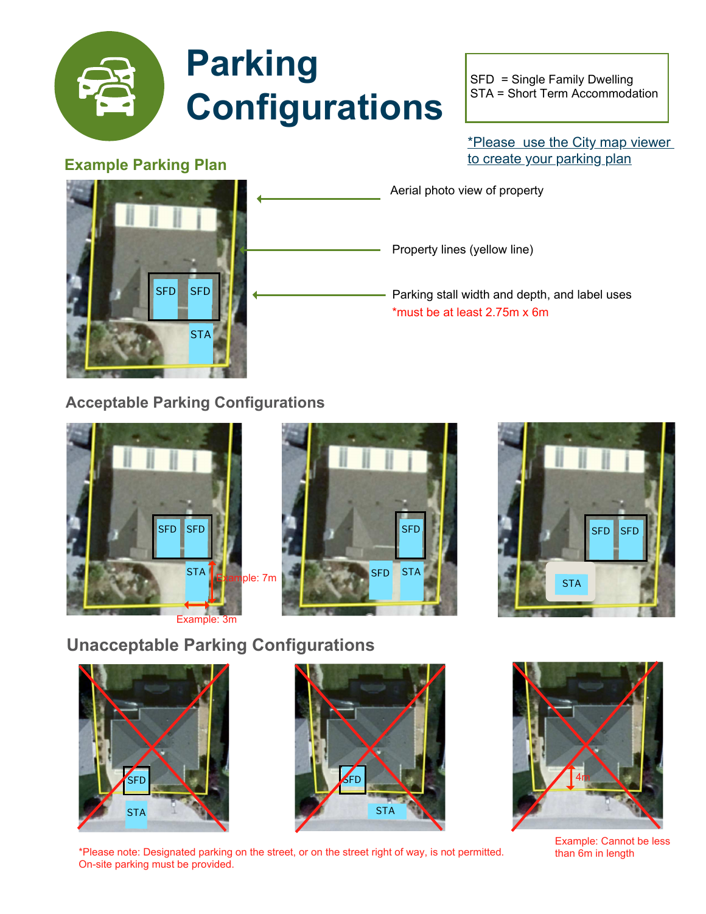# Parking Configurations

SFD = Single Family Dwelling
STA = Short Term Accommodation

*Please use the City map viewer to create your parking plan

## Example Parking Plan

SFD SFD
STA

Aerial photo view of property

Property lines (yellow line)

Parking stall width and depth, and label uses
*must be at least 2.75m x 6m

## Acceptable Parking Configurations

SFD SFD
STA
Example: 7m
Example: 3m

SFD
SFD STA

SFD SFD
STA

## Unacceptable Parking Configurations

SFD
STA

SFD
STA

4m

*Please note: Designated parking on the street, or on the street right of way, is not permitted. On-site parking must be provided.

Example: Cannot be less than 6m in length